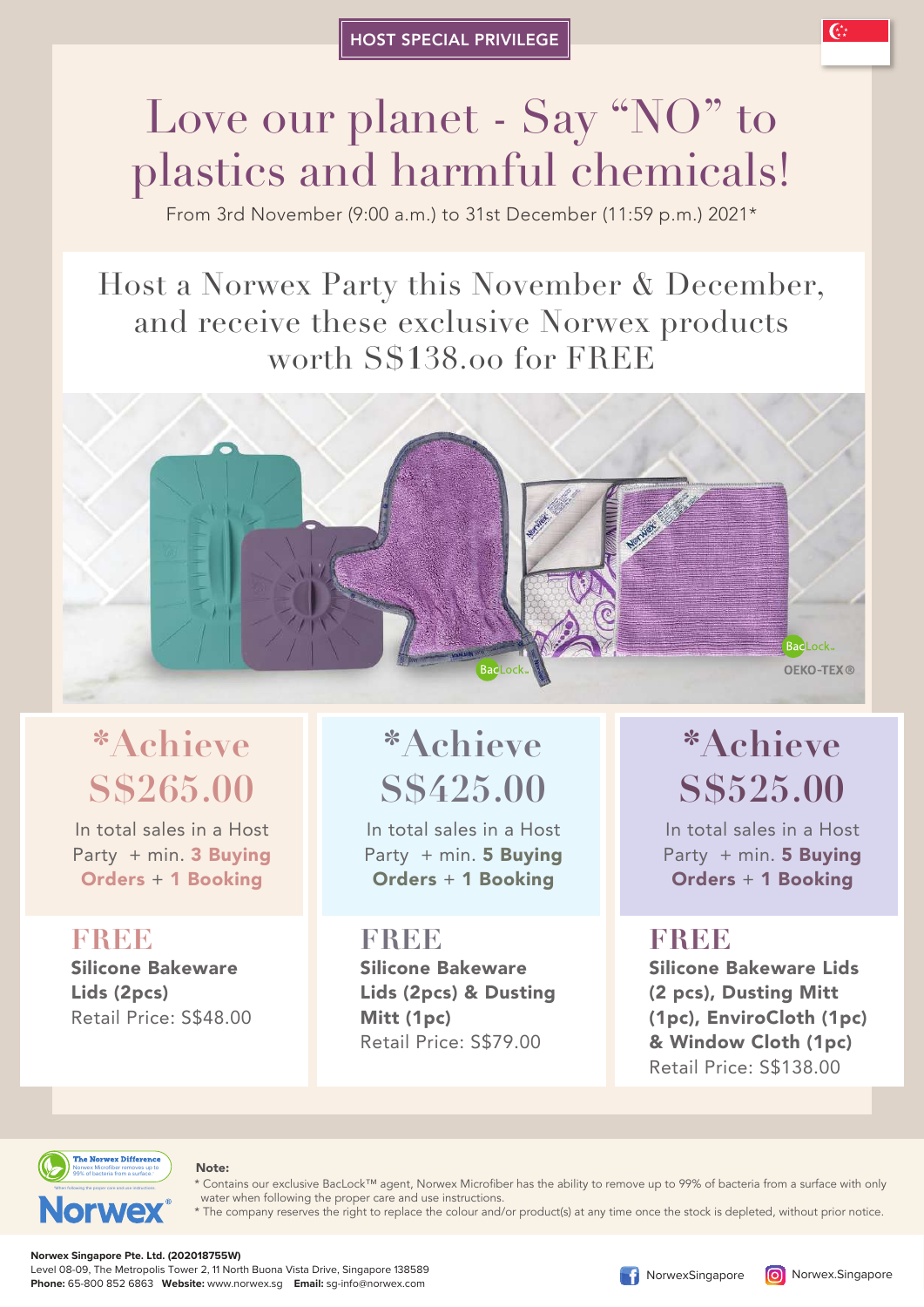HOST SPECIAL PRIVILEGE

# Love our planet - Say "NO" to plastics and harmful chemicals!

From 3rd November (9:00 a.m.) to 31st December (11:59 p.m.) 2021*

## Host a Norwex Party this November & December, and receive these exclusive Norwex products worth S$138.00 for FREE

BacLock

OEKO-TEX®

### *Achieve S$265.00

In total sales in a Host Party + min. **3 Buying Orders** + **1 Booking**

**FREE**

**Silicone Bakeware Lids (2pcs)**

Retail Price: S$48.00

### *Achieve S$425.00

In total sales in a Host Party + min. **5 Buying Orders** + **1 Booking**

**FREE**

**Silicone Bakeware Lids (2pcs) & Dusting Mitt (1pc)**

Retail Price: S$79.00

### *Achieve S$525.00

In total sales in a Host Party + min. **5 Buying Orders** + **1 Booking**

**FREE**

**Silicone Bakeware Lids (2 pcs), Dusting Mitt (1pc), EnviroCloth (1pc) & Window Cloth (1pc)**

Retail Price: S$138.00

The Norwex Difference — Norwex Microfiber removes up to 99% of bacteria from a surface. *When following the proper care and use instructions.

Norwex®

**Note:**

* Contains our exclusive BacLock™ agent, Norwex Microfiber has the ability to remove up to 99% of bacteria from a surface with only water when following the proper care and use instructions.
* The company reserves the right to replace the colour and/or product(s) at any time once the stock is depleted, without prior notice.

**Norwex Singapore Pte. Ltd. (202018755W)**
Level 08-09, The Metropolis Tower 2, 11 North Buona Vista Drive, Singapore 138589
**Phone:** 65-800 852 6863 **Website:** www.norwex.sg **Email:** sg-info@norwex.com

NorwexSingapore Norwex.Singapore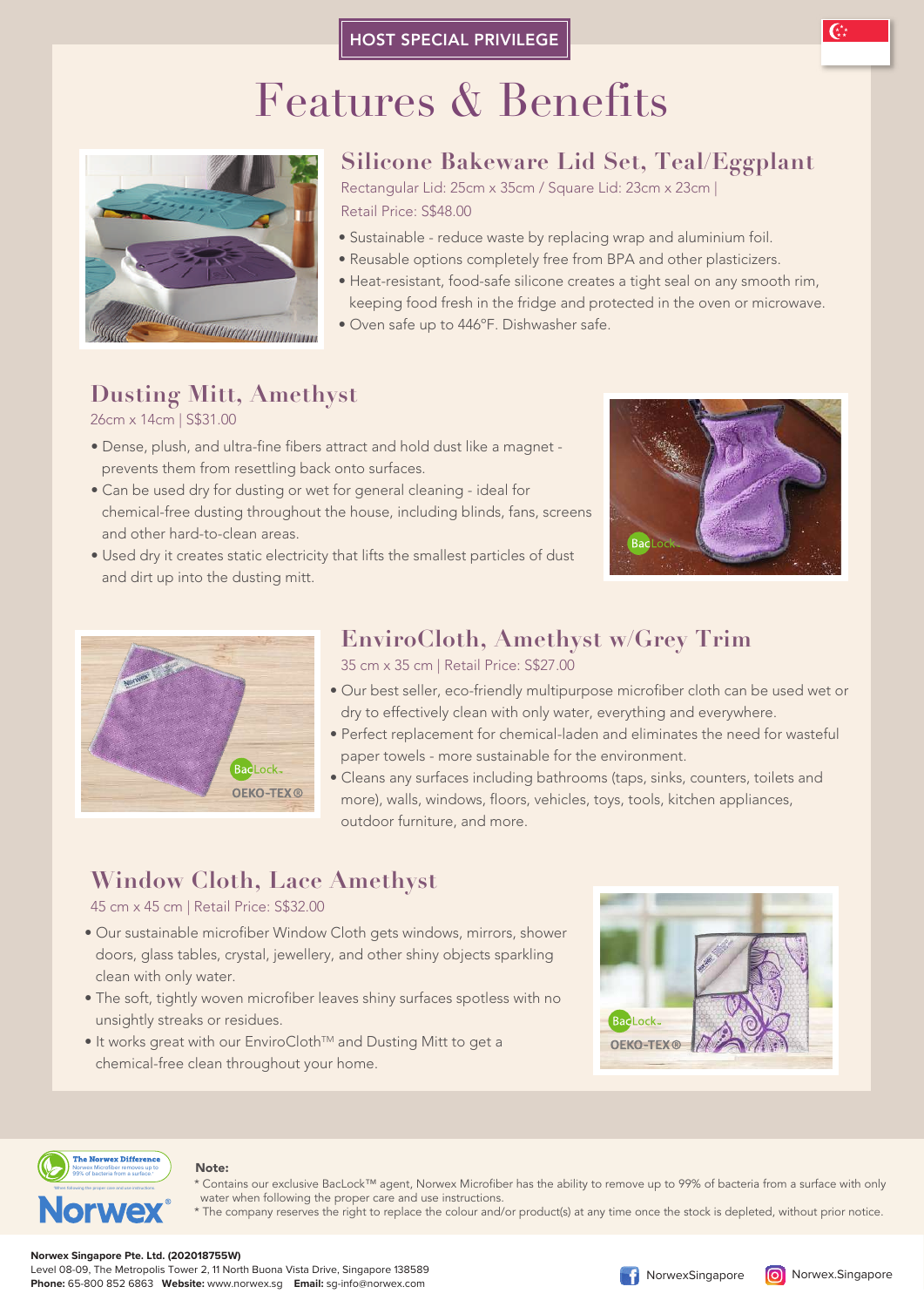HOST SPECIAL PRIVILEGE

# Features & Benefits

## Silicone Bakeware Lid Set, Teal/Eggplant

Rectangular Lid: 25cm x 35cm / Square Lid: 23cm x 23cm | Retail Price: S$48.00

- Sustainable - reduce waste by replacing wrap and aluminium foil.
- Reusable options completely free from BPA and other plasticizers.
- Heat-resistant, food-safe silicone creates a tight seal on any smooth rim, keeping food fresh in the fridge and protected in the oven or microwave.
- Oven safe up to 446°F. Dishwasher safe.

## Dusting Mitt, Amethyst

26cm x 14cm | S$31.00

- Dense, plush, and ultra-fine fibers attract and hold dust like a magnet - prevents them from resettling back onto surfaces.
- Can be used dry for dusting or wet for general cleaning - ideal for chemical-free dusting throughout the house, including blinds, fans, screens and other hard-to-clean areas.
- Used dry it creates static electricity that lifts the smallest particles of dust and dirt up into the dusting mitt.

## EnviroCloth, Amethyst w/Grey Trim

35 cm x 35 cm | Retail Price: S$27.00

- Our best seller, eco-friendly multipurpose microfiber cloth can be used wet or dry to effectively clean with only water, everything and everywhere.
- Perfect replacement for chemical-laden and eliminates the need for wasteful paper towels - more sustainable for the environment.
- Cleans any surfaces including bathrooms (taps, sinks, counters, toilets and more), walls, windows, floors, vehicles, toys, tools, kitchen appliances, outdoor furniture, and more.

## Window Cloth, Lace Amethyst

45 cm x 45 cm | Retail Price: S$32.00

- Our sustainable microfiber Window Cloth gets windows, mirrors, shower doors, glass tables, crystal, jewellery, and other shiny objects sparkling clean with only water.
- The soft, tightly woven microfiber leaves shiny surfaces spotless with no unsightly streaks or residues.
- It works great with our EnviroCloth™ and Dusting Mitt to get a chemical-free clean throughout your home.

**Note:**

\* Contains our exclusive BacLock™ agent, Norwex Microfiber has the ability to remove up to 99% of bacteria from a surface with only water when following the proper care and use instructions.
\* The company reserves the right to replace the colour and/or product(s) at any time once the stock is depleted, without prior notice.

**Norwex Singapore Pte. Ltd. (202018755W)**
Level 08-09, The Metropolis Tower 2, 11 North Buona Vista Drive, Singapore 138589
**Phone:** 65-800 852 6863 **Website:** www.norwex.sg **Email:** sg-info@norwex.com

NorwexSingapore Norwex.Singapore